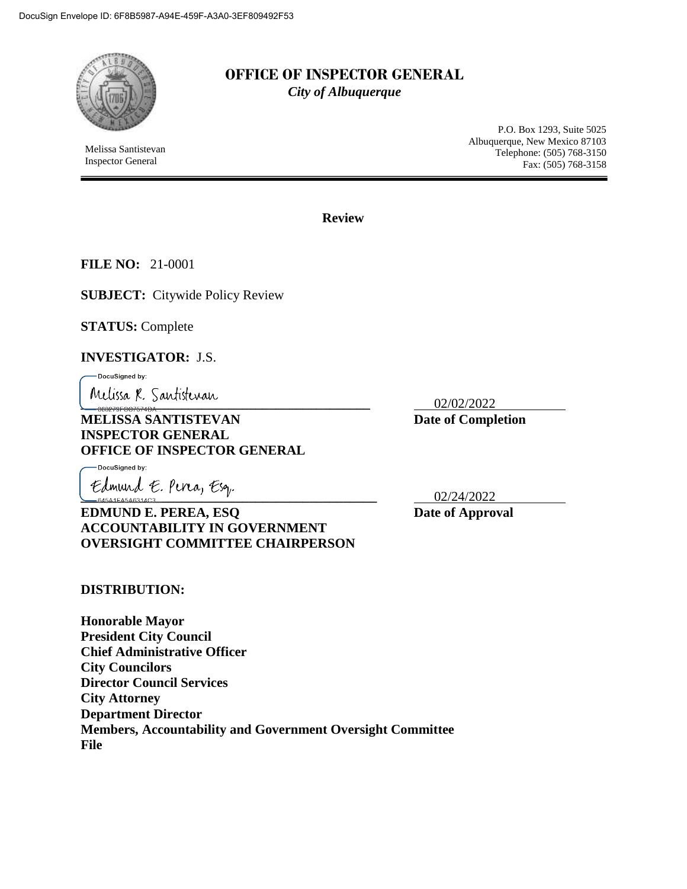DocuSign Envelope ID: 6F8B5987-A94E-459F-A3A0-3EF809492F53

# OFFICE OF INSPECTOR GENERAL

*City of Albuquerque*

Melissa Santistevan
Inspector General

P.O. Box 1293, Suite 5025
Albuquerque, New Mexico 87103
Telephone: (505) 768-3150
Fax: (505) 768-3158

---

## Review

**FILE NO:** 21-0001

**SUBJECT:** Citywide Policy Review

**STATUS:** Complete

**INVESTIGATOR:** J.S.

DocuSigned by:
Melissa R. Santistevan
360279FCC7574DA...

**MELISSA SANTISTEVAN**
**INSPECTOR GENERAL**
**OFFICE OF INSPECTOR GENERAL**

02/02/2022
**Date of Completion**

DocuSigned by:
Edmund E. Perea, Esq.
645A1EA5A6314C3...

**EDMUND E. PEREA, ESQ**
**ACCOUNTABILITY IN GOVERNMENT OVERSIGHT COMMITTEE CHAIRPERSON**

02/24/2022
**Date of Approval**

**DISTRIBUTION:**

**Honorable Mayor**
**President City Council**
**Chief Administrative Officer**
**City Councilors**
**Director Council Services**
**City Attorney**
**Department Director**
**Members, Accountability and Government Oversight Committee**
**File**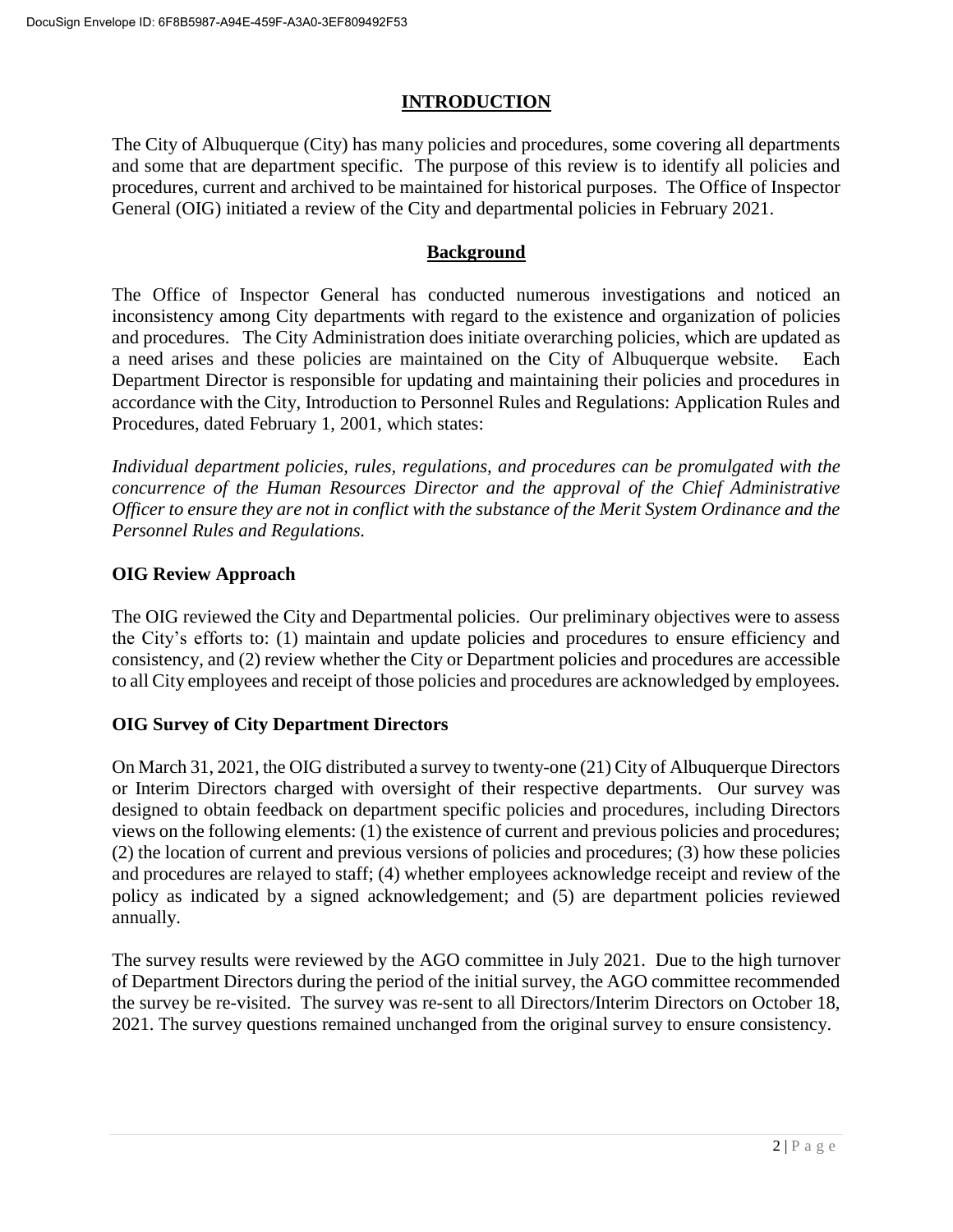# INTRODUCTION

The City of Albuquerque (City) has many policies and procedures, some covering all departments and some that are department specific. The purpose of this review is to identify all policies and procedures, current and archived to be maintained for historical purposes. The Office of Inspector General (OIG) initiated a review of the City and departmental policies in February 2021.

## Background

The Office of Inspector General has conducted numerous investigations and noticed an inconsistency among City departments with regard to the existence and organization of policies and procedures. The City Administration does initiate overarching policies, which are updated as a need arises and these policies are maintained on the City of Albuquerque website. Each Department Director is responsible for updating and maintaining their policies and procedures in accordance with the City, Introduction to Personnel Rules and Regulations: Application Rules and Procedures, dated February 1, 2001, which states:

*Individual department policies, rules, regulations, and procedures can be promulgated with the concurrence of the Human Resources Director and the approval of the Chief Administrative Officer to ensure they are not in conflict with the substance of the Merit System Ordinance and the Personnel Rules and Regulations.*

### OIG Review Approach

The OIG reviewed the City and Departmental policies. Our preliminary objectives were to assess the City's efforts to: (1) maintain and update policies and procedures to ensure efficiency and consistency, and (2) review whether the City or Department policies and procedures are accessible to all City employees and receipt of those policies and procedures are acknowledged by employees.

### OIG Survey of City Department Directors

On March 31, 2021, the OIG distributed a survey to twenty-one (21) City of Albuquerque Directors or Interim Directors charged with oversight of their respective departments. Our survey was designed to obtain feedback on department specific policies and procedures, including Directors views on the following elements: (1) the existence of current and previous policies and procedures; (2) the location of current and previous versions of policies and procedures; (3) how these policies and procedures are relayed to staff; (4) whether employees acknowledge receipt and review of the policy as indicated by a signed acknowledgement; and (5) are department policies reviewed annually.

The survey results were reviewed by the AGO committee in July 2021. Due to the high turnover of Department Directors during the period of the initial survey, the AGO committee recommended the survey be re-visited. The survey was re-sent to all Directors/Interim Directors on October 18, 2021. The survey questions remained unchanged from the original survey to ensure consistency.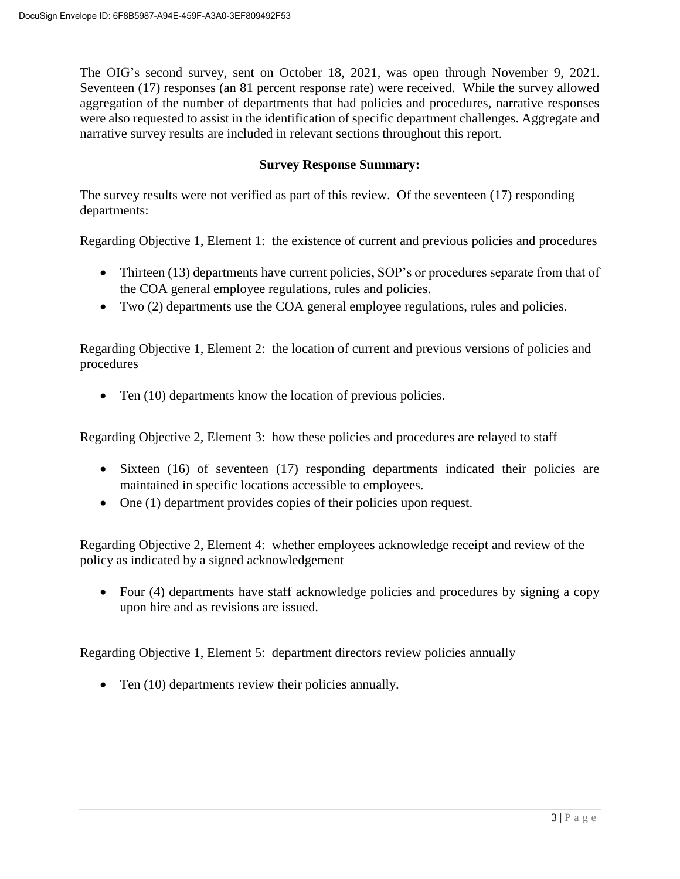The OIG's second survey, sent on October 18, 2021, was open through November 9, 2021. Seventeen (17) responses (an 81 percent response rate) were received. While the survey allowed aggregation of the number of departments that had policies and procedures, narrative responses were also requested to assist in the identification of specific department challenges. Aggregate and narrative survey results are included in relevant sections throughout this report.

**Survey Response Summary:**

The survey results were not verified as part of this review. Of the seventeen (17) responding departments:

Regarding Objective 1, Element 1: the existence of current and previous policies and procedures

- Thirteen (13) departments have current policies, SOP's or procedures separate from that of the COA general employee regulations, rules and policies.
- Two (2) departments use the COA general employee regulations, rules and policies.

Regarding Objective 1, Element 2: the location of current and previous versions of policies and procedures

- Ten (10) departments know the location of previous policies.

Regarding Objective 2, Element 3: how these policies and procedures are relayed to staff

- Sixteen (16) of seventeen (17) responding departments indicated their policies are maintained in specific locations accessible to employees.
- One (1) department provides copies of their policies upon request.

Regarding Objective 2, Element 4: whether employees acknowledge receipt and review of the policy as indicated by a signed acknowledgement

- Four (4) departments have staff acknowledge policies and procedures by signing a copy upon hire and as revisions are issued.

Regarding Objective 1, Element 5: department directors review policies annually

- Ten (10) departments review their policies annually.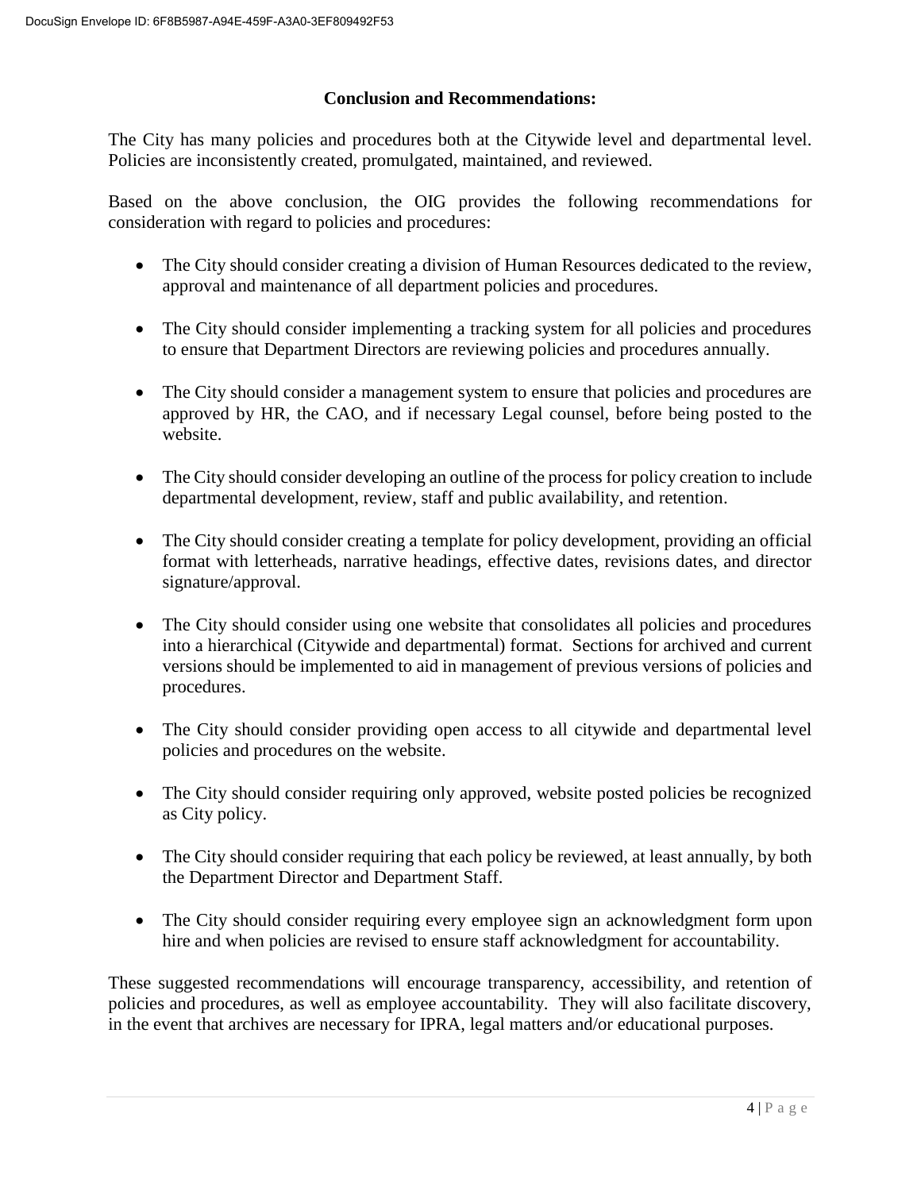## Conclusion and Recommendations:

The City has many policies and procedures both at the Citywide level and departmental level. Policies are inconsistently created, promulgated, maintained, and reviewed.

Based on the above conclusion, the OIG provides the following recommendations for consideration with regard to policies and procedures:

- The City should consider creating a division of Human Resources dedicated to the review, approval and maintenance of all department policies and procedures.
- The City should consider implementing a tracking system for all policies and procedures to ensure that Department Directors are reviewing policies and procedures annually.
- The City should consider a management system to ensure that policies and procedures are approved by HR, the CAO, and if necessary Legal counsel, before being posted to the website.
- The City should consider developing an outline of the process for policy creation to include departmental development, review, staff and public availability, and retention.
- The City should consider creating a template for policy development, providing an official format with letterheads, narrative headings, effective dates, revisions dates, and director signature/approval.
- The City should consider using one website that consolidates all policies and procedures into a hierarchical (Citywide and departmental) format. Sections for archived and current versions should be implemented to aid in management of previous versions of policies and procedures.
- The City should consider providing open access to all citywide and departmental level policies and procedures on the website.
- The City should consider requiring only approved, website posted policies be recognized as City policy.
- The City should consider requiring that each policy be reviewed, at least annually, by both the Department Director and Department Staff.
- The City should consider requiring every employee sign an acknowledgment form upon hire and when policies are revised to ensure staff acknowledgment for accountability.

These suggested recommendations will encourage transparency, accessibility, and retention of policies and procedures, as well as employee accountability. They will also facilitate discovery, in the event that archives are necessary for IPRA, legal matters and/or educational purposes.